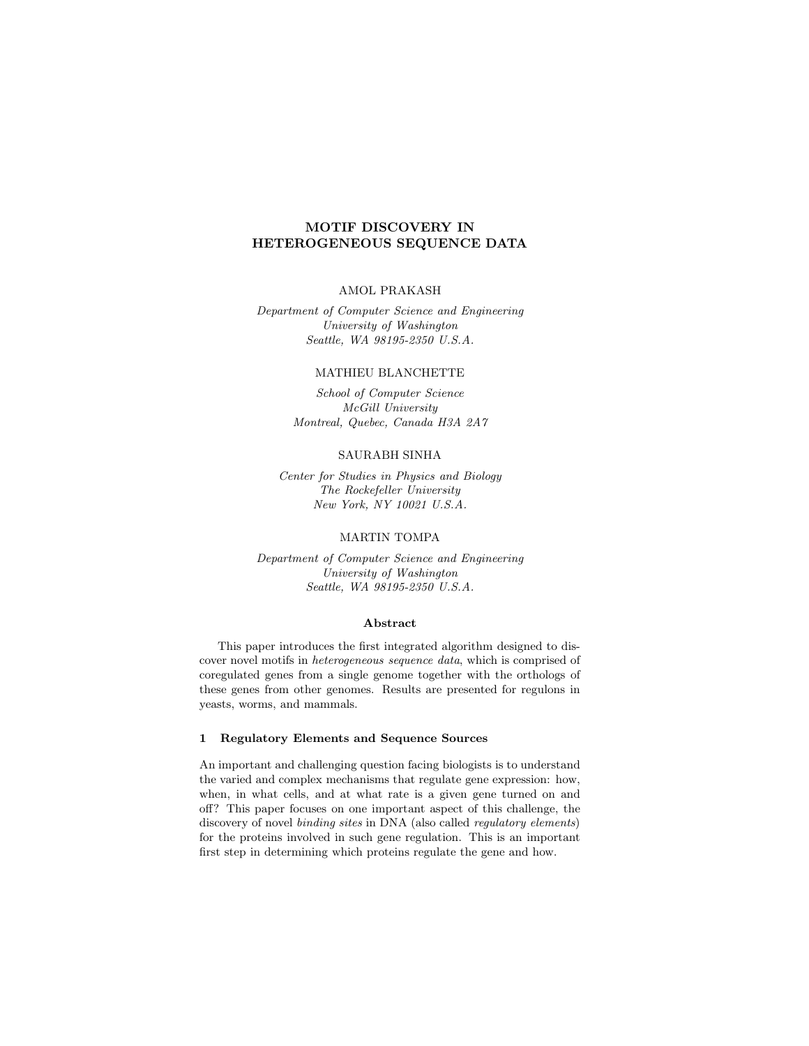# MOTIF DISCOVERY IN HETEROGENEOUS SEQUENCE DATA

AMOL PRAKASH

*Department of Computer Science and Engineering*
*University of Washington*
*Seattle, WA 98195-2350 U.S.A.*

MATHIEU BLANCHETTE

*School of Computer Science*
*McGill University*
*Montreal, Quebec, Canada H3A 2A7*

SAURABH SINHA

*Center for Studies in Physics and Biology*
*The Rockefeller University*
*New York, NY 10021 U.S.A.*

MARTIN TOMPA

*Department of Computer Science and Engineering*
*University of Washington*
*Seattle, WA 98195-2350 U.S.A.*

### Abstract

This paper introduces the first integrated algorithm designed to discover novel motifs in *heterogeneous sequence data*, which is comprised of coregulated genes from a single genome together with the orthologs of these genes from other genomes. Results are presented for regulons in yeasts, worms, and mammals.

## 1 Regulatory Elements and Sequence Sources

An important and challenging question facing biologists is to understand the varied and complex mechanisms that regulate gene expression: how, when, in what cells, and at what rate is a given gene turned on and off? This paper focuses on one important aspect of this challenge, the discovery of novel *binding sites* in DNA (also called *regulatory elements*) for the proteins involved in such gene regulation. This is an important first step in determining which proteins regulate the gene and how.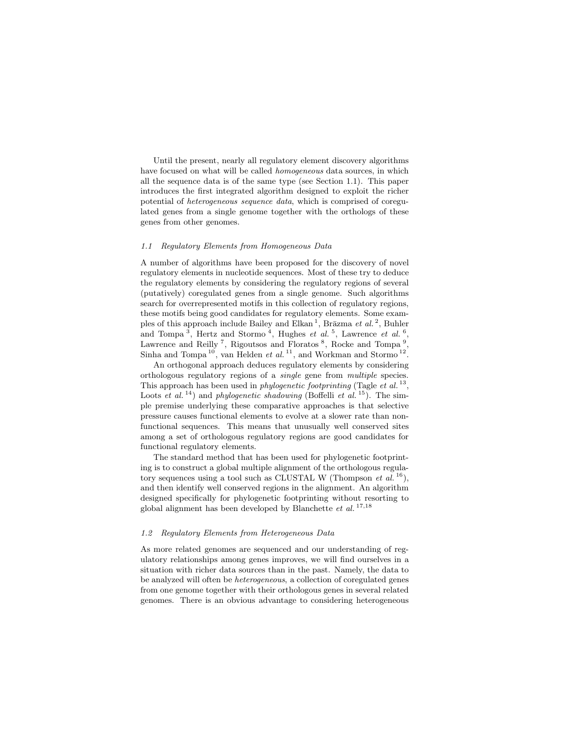Until the present, nearly all regulatory element discovery algorithms have focused on what will be called *homogeneous* data sources, in which all the sequence data is of the same type (see Section 1.1). This paper introduces the first integrated algorithm designed to exploit the richer potential of *heterogeneous sequence data*, which is comprised of coregulated genes from a single genome together with the orthologs of these genes from other genomes.

### *1.1 Regulatory Elements from Homogeneous Data*

A number of algorithms have been proposed for the discovery of novel regulatory elements in nucleotide sequences. Most of these try to deduce the regulatory elements by considering the regulatory regions of several (putatively) coregulated genes from a single genome. Such algorithms search for overrepresented motifs in this collection of regulatory regions, these motifs being good candidates for regulatory elements. Some examples of this approach include Bailey and Elkan [1], Brāzma *et al.* [2], Buhler and Tompa [3], Hertz and Stormo [4], Hughes *et al.* [5], Lawrence *et al.* [6], Lawrence and Reilly [7], Rigoutsos and Floratos [8], Rocke and Tompa [9], Sinha and Tompa [10], van Helden *et al.* [11], and Workman and Stormo [12].

An orthogonal approach deduces regulatory elements by considering orthologous regulatory regions of a *single* gene from *multiple* species. This approach has been used in *phylogenetic footprinting* (Tagle *et al.* [13], Loots *et al.* [14]) and *phylogenetic shadowing* (Boffelli *et al.* [15]). The simple premise underlying these comparative approaches is that selective pressure causes functional elements to evolve at a slower rate than nonfunctional sequences. This means that unusually well conserved sites among a set of orthologous regulatory regions are good candidates for functional regulatory elements.

The standard method that has been used for phylogenetic footprinting is to construct a global multiple alignment of the orthologous regulatory sequences using a tool such as CLUSTAL W (Thompson *et al.* [16]), and then identify well conserved regions in the alignment. An algorithm designed specifically for phylogenetic footprinting without resorting to global alignment has been developed by Blanchette *et al.* [17,18]

### *1.2 Regulatory Elements from Heterogeneous Data*

As more related genomes are sequenced and our understanding of regulatory relationships among genes improves, we will find ourselves in a situation with richer data sources than in the past. Namely, the data to be analyzed will often be *heterogeneous*, a collection of coregulated genes from one genome together with their orthologous genes in several related genomes. There is an obvious advantage to considering heterogeneous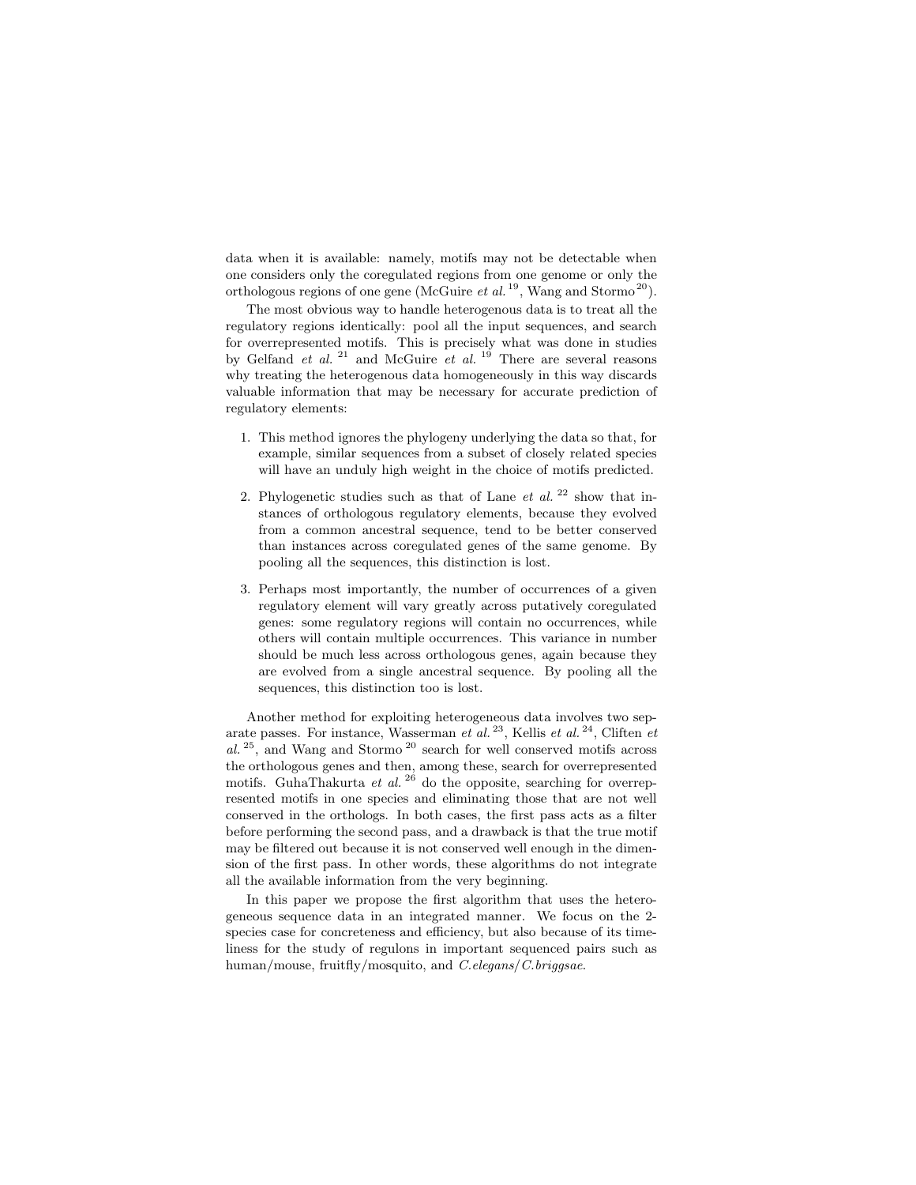data when it is available: namely, motifs may not be detectable when one considers only the coregulated regions from one genome or only the orthologous regions of one gene (McGuire *et al.*[19], Wang and Stormo[20]).

The most obvious way to handle heterogenous data is to treat all the regulatory regions identically: pool all the input sequences, and search for overrepresented motifs. This is precisely what was done in studies by Gelfand *et al.*[21] and McGuire *et al.*[19] There are several reasons why treating the heterogenous data homogeneously in this way discards valuable information that may be necessary for accurate prediction of regulatory elements:

1. This method ignores the phylogeny underlying the data so that, for example, similar sequences from a subset of closely related species will have an unduly high weight in the choice of motifs predicted.

2. Phylogenetic studies such as that of Lane *et al.*[22] show that instances of orthologous regulatory elements, because they evolved from a common ancestral sequence, tend to be better conserved than instances across coregulated genes of the same genome. By pooling all the sequences, this distinction is lost.

3. Perhaps most importantly, the number of occurrences of a given regulatory element will vary greatly across putatively coregulated genes: some regulatory regions will contain no occurrences, while others will contain multiple occurrences. This variance in number should be much less across orthologous genes, again because they are evolved from a single ancestral sequence. By pooling all the sequences, this distinction too is lost.

Another method for exploiting heterogeneous data involves two separate passes. For instance, Wasserman *et al.*[23], Kellis *et al.*[24], Cliften *et al.*[25], and Wang and Stormo[20] search for well conserved motifs across the orthologous genes and then, among these, search for overrepresented motifs. GuhaThakurta *et al.*[26] do the opposite, searching for overrepresented motifs in one species and eliminating those that are not well conserved in the orthologs. In both cases, the first pass acts as a filter before performing the second pass, and a drawback is that the true motif may be filtered out because it is not conserved well enough in the dimension of the first pass. In other words, these algorithms do not integrate all the available information from the very beginning.

In this paper we propose the first algorithm that uses the heterogeneous sequence data in an integrated manner. We focus on the 2-species case for concreteness and efficiency, but also because of its timeliness for the study of regulons in important sequenced pairs such as human/mouse, fruitfly/mosquito, and *C.elegans*/*C.briggsae*.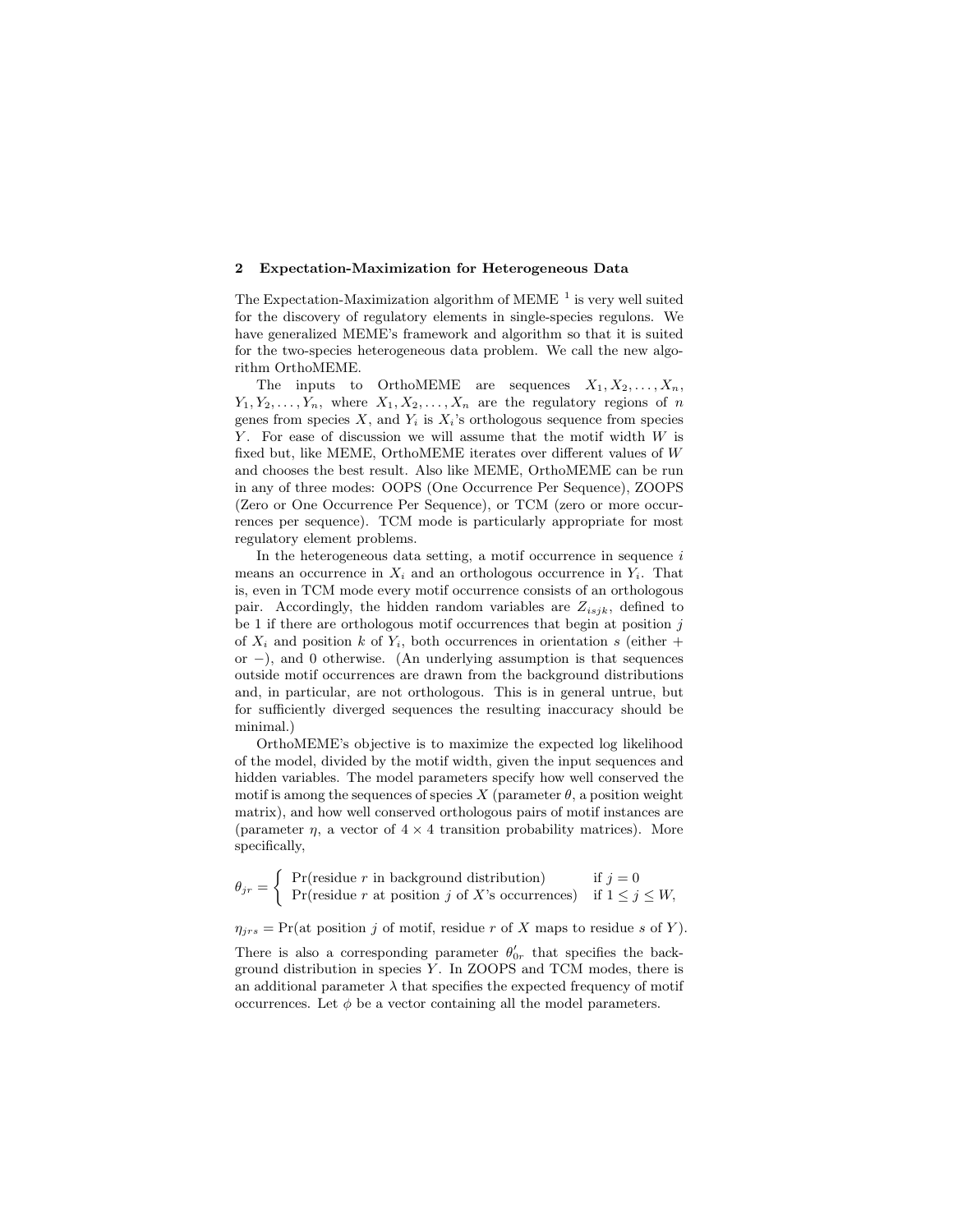## 2 Expectation-Maximization for Heterogeneous Data

The Expectation-Maximization algorithm of MEME [1] is very well suited for the discovery of regulatory elements in single-species regulons. We have generalized MEME's framework and algorithm so that it is suited for the two-species heterogeneous data problem. We call the new algorithm OrthoMEME.

The inputs to OrthoMEME are sequences $X_1, X_2, \ldots, X_n$, $Y_1, Y_2, \ldots, Y_n$, where $X_1, X_2, \ldots, X_n$ are the regulatory regions of $n$ genes from species $X$, and $Y_i$ is $X_i$'s orthologous sequence from species $Y$. For ease of discussion we will assume that the motif width $W$ is fixed but, like MEME, OrthoMEME iterates over different values of $W$ and chooses the best result. Also like MEME, OrthoMEME can be run in any of three modes: OOPS (One Occurrence Per Sequence), ZOOPS (Zero or One Occurrence Per Sequence), or TCM (zero or more occurrences per sequence). TCM mode is particularly appropriate for most regulatory element problems.

In the heterogeneous data setting, a motif occurrence in sequence $i$ means an occurrence in $X_i$ and an orthologous occurrence in $Y_i$. That is, even in TCM mode every motif occurrence consists of an orthologous pair. Accordingly, the hidden random variables are $Z_{isjk}$, defined to be 1 if there are orthologous motif occurrences that begin at position $j$ of $X_i$ and position $k$ of $Y_i$, both occurrences in orientation $s$ (either $+$ or $-$), and 0 otherwise. (An underlying assumption is that sequences outside motif occurrences are drawn from the background distributions and, in particular, are not orthologous. This is in general untrue, but for sufficiently diverged sequences the resulting inaccuracy should be minimal.)

OrthoMEME's objective is to maximize the expected log likelihood of the model, divided by the motif width, given the input sequences and hidden variables. The model parameters specify how well conserved the motif is among the sequences of species $X$ (parameter $\theta$, a position weight matrix), and how well conserved orthologous pairs of motif instances are (parameter $\eta$, a vector of $4 \times 4$ transition probability matrices). More specifically,

$$\theta_{jr} = \begin{cases} \Pr(\text{residue } r \text{ in background distribution}) & \text{if } j = 0 \\ \Pr(\text{residue } r \text{ at position } j \text{ of } X\text{'s occurrences}) & \text{if } 1 \leq j \leq W, \end{cases}$$

$$\eta_{jrs} = \Pr(\text{at position } j \text{ of motif, residue } r \text{ of } X \text{ maps to residue } s \text{ of } Y).$$

There is also a corresponding parameter $\theta'_{0r}$ that specifies the background distribution in species $Y$. In ZOOPS and TCM modes, there is an additional parameter $\lambda$ that specifies the expected frequency of motif occurrences. Let $\phi$ be a vector containing all the model parameters.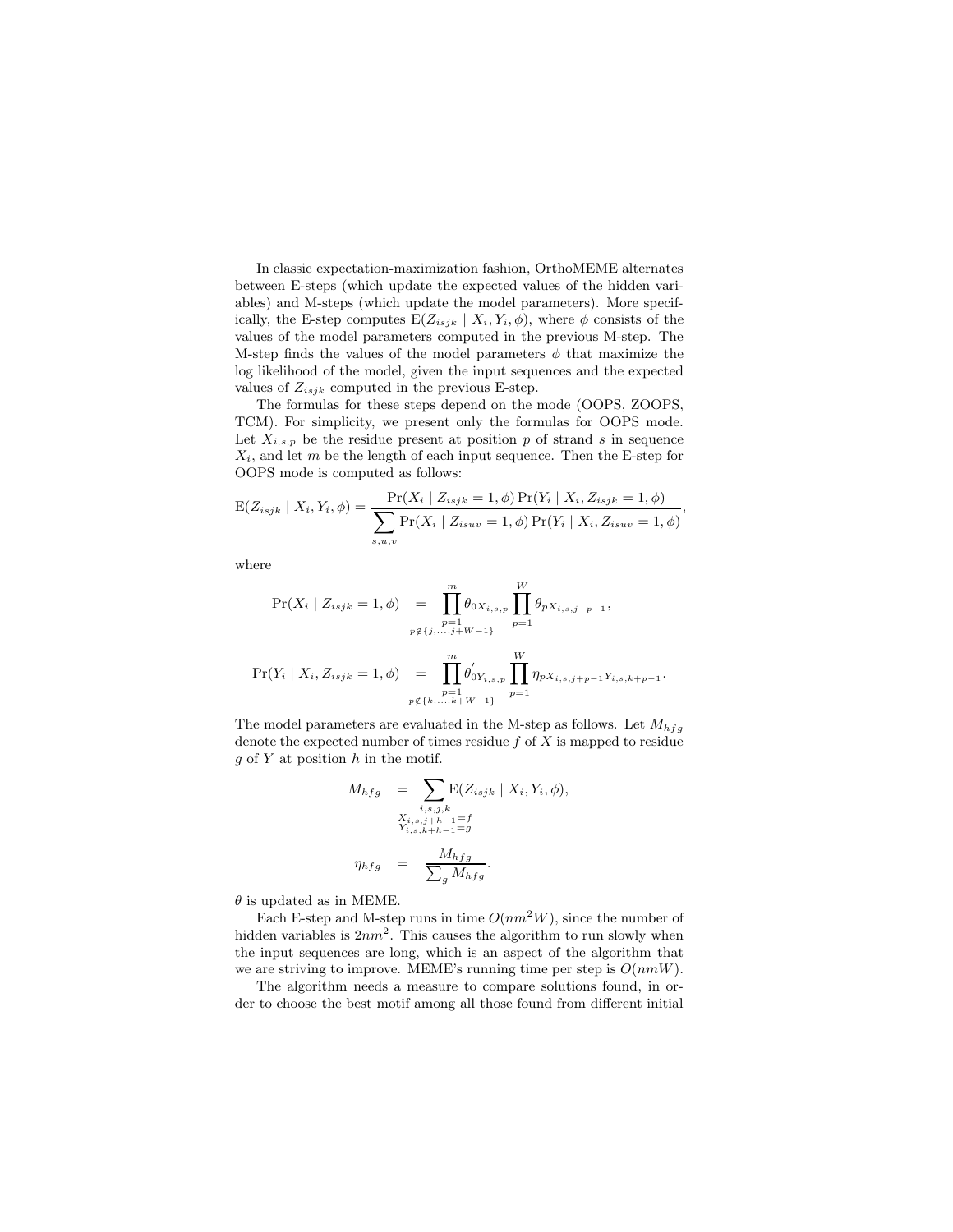In classic expectation-maximization fashion, OrthoMEME alternates between E-steps (which update the expected values of the hidden variables) and M-steps (which update the model parameters). More specifically, the E-step computes $\mathrm{E}(Z_{isjk} \mid X_i, Y_i, \phi)$, where $\phi$ consists of the values of the model parameters computed in the previous M-step. The M-step finds the values of the model parameters $\phi$ that maximize the log likelihood of the model, given the input sequences and the expected values of $Z_{isjk}$ computed in the previous E-step.

The formulas for these steps depend on the mode (OOPS, ZOOPS, TCM). For simplicity, we present only the formulas for OOPS mode. Let $X_{i,s,p}$ be the residue present at position $p$ of strand $s$ in sequence $X_i$, and let $m$ be the length of each input sequence. Then the E-step for OOPS mode is computed as follows:

$$\mathrm{E}(Z_{isjk} \mid X_i, Y_i, \phi) = \frac{\Pr(X_i \mid Z_{isjk} = 1, \phi) \Pr(Y_i \mid X_i, Z_{isjk} = 1, \phi)}{\sum_{s,u,v} \Pr(X_i \mid Z_{isuv} = 1, \phi) \Pr(Y_i \mid X_i, Z_{isuv} = 1, \phi)},$$

where

$$\Pr(X_i \mid Z_{isjk} = 1, \phi) = \prod_{\substack{p=1 \\ p \notin \{j, \ldots, j+W-1\}}}^{m} \theta_{0X_{i,s,p}} \prod_{p=1}^{W} \theta_{pX_{i,s,j+p-1}},$$

$$\Pr(Y_i \mid X_i, Z_{isjk} = 1, \phi) = \prod_{\substack{p=1 \\ p \notin \{k, \ldots, k+W-1\}}}^{m} \theta'_{0Y_{i,s,p}} \prod_{p=1}^{W} \eta_{pX_{i,s,j+p-1}Y_{i,s,k+p-1}}.$$

The model parameters are evaluated in the M-step as follows. Let $M_{hfg}$ denote the expected number of times residue $f$ of $X$ is mapped to residue $g$ of $Y$ at position $h$ in the motif.

$$M_{hfg} = \sum_{\substack{i,s,j,k \\ X_{i,s,j+h-1}=f \\ Y_{i,s,k+h-1}=g}} \mathrm{E}(Z_{isjk} \mid X_i, Y_i, \phi),$$

$$\eta_{hfg} = \frac{M_{hfg}}{\sum_g M_{hfg}}.$$

$\theta$ is updated as in MEME.

Each E-step and M-step runs in time $O(nm^2W)$, since the number of hidden variables is $2nm^2$. This causes the algorithm to run slowly when the input sequences are long, which is an aspect of the algorithm that we are striving to improve. MEME's running time per step is $O(nmW)$.

The algorithm needs a measure to compare solutions found, in order to choose the best motif among all those found from different initial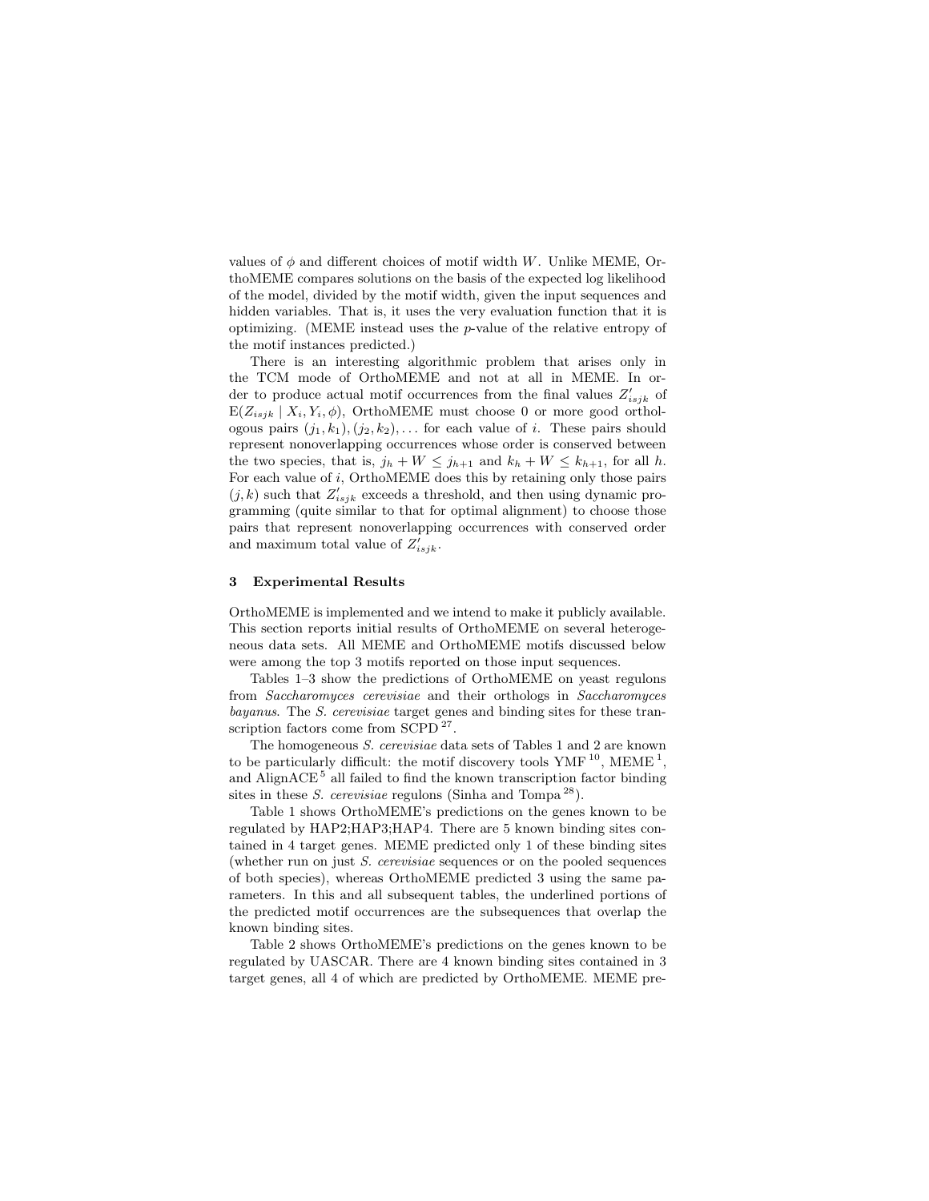values of $\phi$ and different choices of motif width $W$. Unlike MEME, OrthoMEME compares solutions on the basis of the expected log likelihood of the model, divided by the motif width, given the input sequences and hidden variables. That is, it uses the very evaluation function that it is optimizing. (MEME instead uses the $p$-value of the relative entropy of the motif instances predicted.)

There is an interesting algorithmic problem that arises only in the TCM mode of OrthoMEME and not at all in MEME. In order to produce actual motif occurrences from the final values $Z'_{isjk}$ of $\mathrm{E}(Z_{isjk} \mid X_i, Y_i, \phi)$, OrthoMEME must choose 0 or more good orthologous pairs $(j_1, k_1), (j_2, k_2), \ldots$ for each value of $i$. These pairs should represent nonoverlapping occurrences whose order is conserved between the two species, that is, $j_h + W \leq j_{h+1}$ and $k_h + W \leq k_{h+1}$, for all $h$. For each value of $i$, OrthoMEME does this by retaining only those pairs $(j, k)$ such that $Z'_{isjk}$ exceeds a threshold, and then using dynamic programming (quite similar to that for optimal alignment) to choose those pairs that represent nonoverlapping occurrences with conserved order and maximum total value of $Z'_{isjk}$.

## 3 Experimental Results

OrthoMEME is implemented and we intend to make it publicly available. This section reports initial results of OrthoMEME on several heterogeneous data sets. All MEME and OrthoMEME motifs discussed below were among the top 3 motifs reported on those input sequences.

Tables 1–3 show the predictions of OrthoMEME on yeast regulons from *Saccharomyces cerevisiae* and their orthologs in *Saccharomyces bayanus*. The *S. cerevisiae* target genes and binding sites for these transcription factors come from SCPD [27].

The homogeneous *S. cerevisiae* data sets of Tables 1 and 2 are known to be particularly difficult: the motif discovery tools YMF [10], MEME [1], and AlignACE [5] all failed to find the known transcription factor binding sites in these *S. cerevisiae* regulons (Sinha and Tompa [28]).

Table 1 shows OrthoMEME's predictions on the genes known to be regulated by HAP2;HAP3;HAP4. There are 5 known binding sites contained in 4 target genes. MEME predicted only 1 of these binding sites (whether run on just *S. cerevisiae* sequences or on the pooled sequences of both species), whereas OrthoMEME predicted 3 using the same parameters. In this and all subsequent tables, the underlined portions of the predicted motif occurrences are the subsequences that overlap the known binding sites.

Table 2 shows OrthoMEME's predictions on the genes known to be regulated by UASCAR. There are 4 known binding sites contained in 3 target genes, all 4 of which are predicted by OrthoMEME. MEME pre-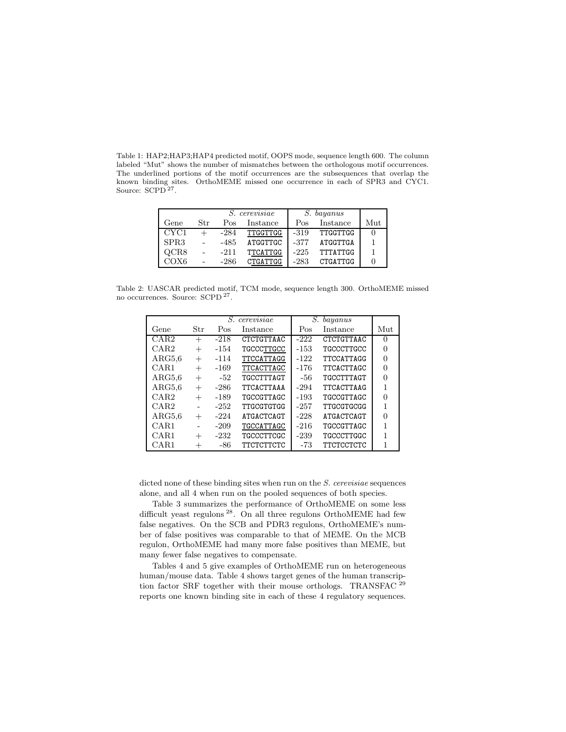Table 1: HAP2;HAP3;HAP4 predicted motif, OOPS mode, sequence length 600. The column labeled "Mut" shows the number of mismatches between the orthologous motif occurrences. The underlined portions of the motif occurrences are the subsequences that overlap the known binding sites. OrthoMEME missed one occurrence in each of SPR3 and CYC1. Source: SCPD [27].

| | | *S. cerevisiae* | | *S. bayanus* | | |
|---|---|---|---|---|---|---|
| Gene | Str | Pos | Instance | Pos | Instance | Mut |
| CYC1 | + | -284 | TTGGTTGG | -319 | TTGGTTGG | 0 |
| SPR3 | - | -485 | ATGGTTGC | -377 | ATGGTTGA | 1 |
| QCR8 | - | -211 | TTCATTGG | -225 | TTTATTGG | 1 |
| COX6 | - | -286 | CTGATTGG | -283 | CTGATTGG | 0 |

Table 2: UASCAR predicted motif, TCM mode, sequence length 300. OrthoMEME missed no occurrences. Source: SCPD [27].

| | | *S. cerevisiae* | | *S. bayanus* | | |
|---|---|---|---|---|---|---|
| Gene | Str | Pos | Instance | Pos | Instance | Mut |
| CAR2 | + | -218 | CTCTGTTAAC | -222 | CTCTGTTAAC | 0 |
| CAR2 | + | -154 | TGCCCTTGCC | -153 | TGCCCTTGCC | 0 |
| ARG5,6 | + | -114 | TTCCATTAGG | -122 | TTCCATTAGG | 0 |
| CAR1 | + | -169 | TTCACTTAGC | -176 | TTCACTTAGC | 0 |
| ARG5,6 | + | -52 | TGCCTTTAGT | -56 | TGCCTTTAGT | 0 |
| ARG5,6 | + | -286 | TTCACTTAAA | -294 | TTCACTTAAG | 1 |
| CAR2 | + | -189 | TGCCGTTAGC | -193 | TGCCGTTAGC | 0 |
| CAR2 | - | -252 | TTGCGTGTGG | -257 | TTGCGTGCGG | 1 |
| ARG5,6 | + | -224 | ATGACTCAGT | -228 | ATGACTCAGT | 0 |
| CAR1 | - | -209 | TGCCATTAGC | -216 | TGCCGTTAGC | 1 |
| CAR1 | + | -232 | TGCCCTTCGC | -239 | TGCCCTTGGC | 1 |
| CAR1 | + | -86 | TTCTCTTCTC | -73 | TTCTCCTCTC | 1 |

dicted none of these binding sites when run on the *S. cerevisiae* sequences alone, and all 4 when run on the pooled sequences of both species.

Table 3 summarizes the performance of OrthoMEME on some less difficult yeast regulons [28]. On all three regulons OrthoMEME had few false negatives. On the SCB and PDR3 regulons, OrthoMEME's number of false positives was comparable to that of MEME. On the MCB regulon, OrthoMEME had many more false positives than MEME, but many fewer false negatives to compensate.

Tables 4 and 5 give examples of OrthoMEME run on heterogeneous human/mouse data. Table 4 shows target genes of the human transcription factor SRF together with their mouse orthologs. TRANSFAC [29] reports one known binding site in each of these 4 regulatory sequences.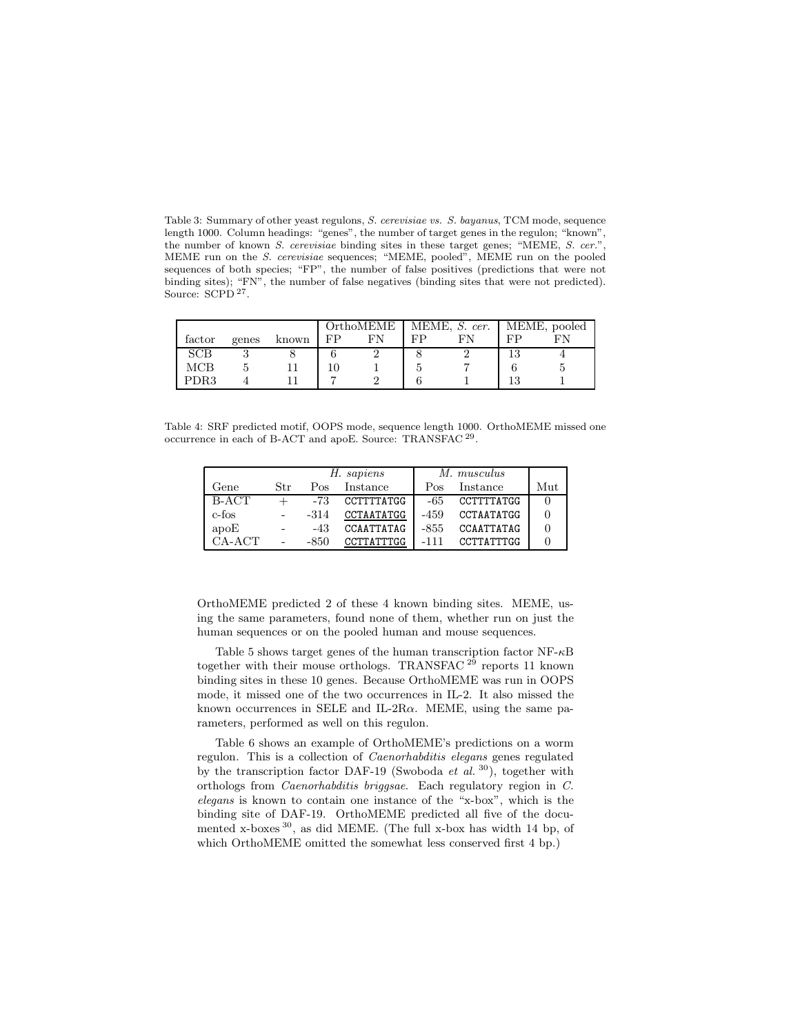Table 3: Summary of other yeast regulons, *S. cerevisiae vs. S. bayanus*, TCM mode, sequence length 1000. Column headings: "genes", the number of target genes in the regulon; "known", the number of known *S. cerevisiae* binding sites in these target genes; "MEME, *S. cer.*", MEME run on the *S. cerevisiae* sequences; "MEME, pooled", MEME run on the pooled sequences of both species; "FP", the number of false positives (predictions that were not binding sites); "FN", the number of false negatives (binding sites that were not predicted). Source: SCPD [27].

| | | | OrthoMEME | | MEME, *S. cer.* | | MEME, pooled | |
|---|---|---|---|---|---|---|---|---|
| factor | genes | known | FP | FN | FP | FN | FP | FN |
| SCB | 3 | 8 | 6 | 2 | 8 | 2 | 13 | 4 |
| MCB | 5 | 11 | 10 | 1 | 5 | 7 | 6 | 5 |
| PDR3 | 4 | 11 | 7 | 2 | 6 | 1 | 13 | 1 |

Table 4: SRF predicted motif, OOPS mode, sequence length 1000. OrthoMEME missed one occurrence in each of B-ACT and apoE. Source: TRANSFAC [29].

| | | *H. sapiens* | | *M. musculus* | | |
|---|---|---|---|---|---|---|
| Gene | Str | Pos | Instance | Pos | Instance | Mut |
| B-ACT | + | -73 | CCTTTTATGG | -65 | CCTTTTATGG | 0 |
| c-fos | - | -314 | <u>CCTAATATGG</u> | -459 | CCTAATATGG | 0 |
| apoE | - | -43 | CCAATTATAG | -855 | CCAATTATAG | 0 |
| CA-ACT | - | -850 | <u>CCTTATTTGG</u> | -111 | CCTTATTTGG | 0 |

OrthoMEME predicted 2 of these 4 known binding sites. MEME, using the same parameters, found none of them, whether run on just the human sequences or on the pooled human and mouse sequences.

Table 5 shows target genes of the human transcription factor NF-$\kappa$B together with their mouse orthologs. TRANSFAC [29] reports 11 known binding sites in these 10 genes. Because OrthoMEME was run in OOPS mode, it missed one of the two occurrences in IL-2. It also missed the known occurrences in SELE and IL-2R$\alpha$. MEME, using the same parameters, performed as well on this regulon.

Table 6 shows an example of OrthoMEME's predictions on a worm regulon. This is a collection of *Caenorhabditis elegans* genes regulated by the transcription factor DAF-19 (Swoboda *et al.* [30]), together with orthologs from *Caenorhabditis briggsae*. Each regulatory region in *C. elegans* is known to contain one instance of the "x-box", which is the binding site of DAF-19. OrthoMEME predicted all five of the documented x-boxes [30], as did MEME. (The full x-box has width 14 bp, of which OrthoMEME omitted the somewhat less conserved first 4 bp.)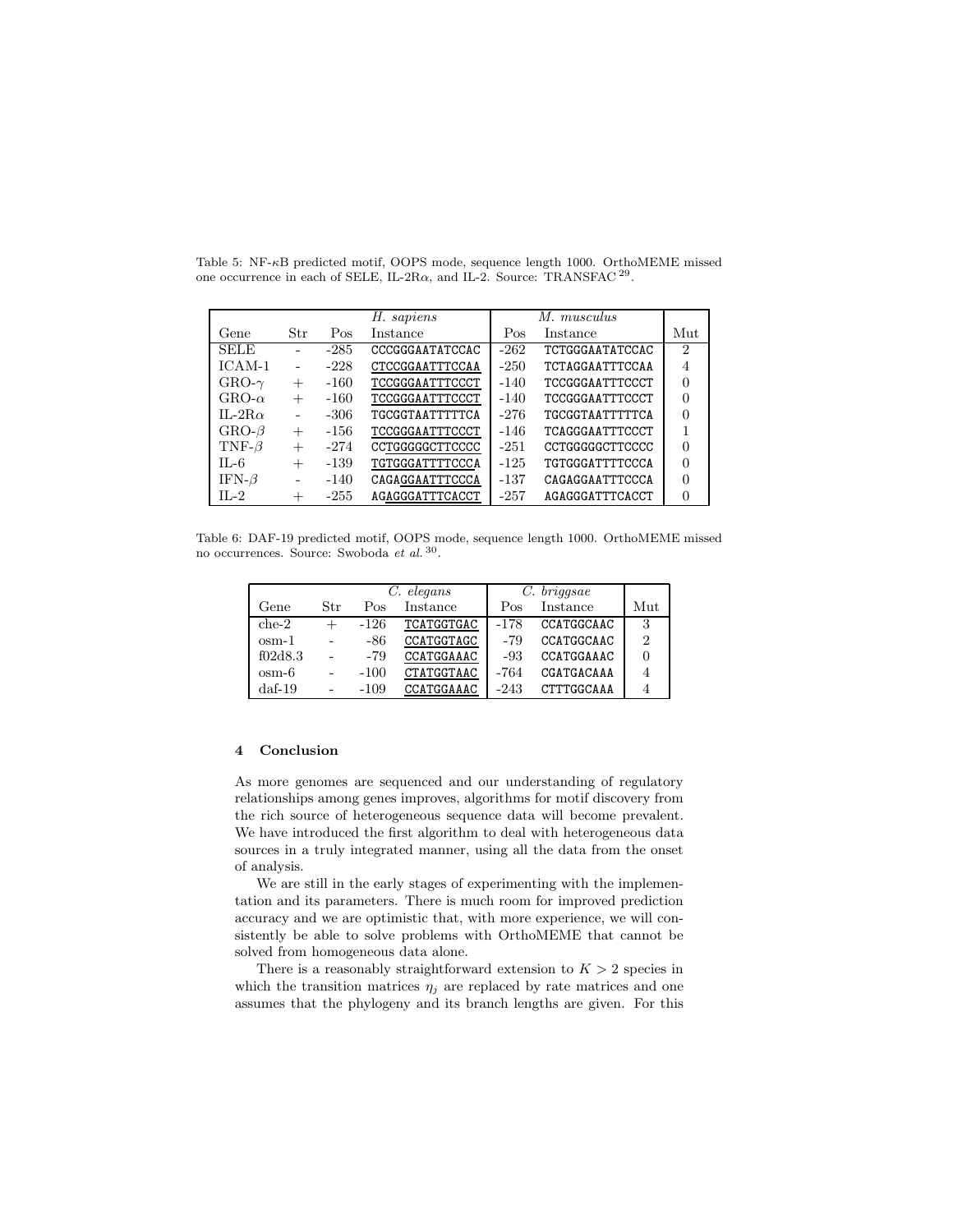Table 5: NF-$\kappa$B predicted motif, OOPS mode, sequence length 1000. OrthoMEME missed one occurrence in each of SELE, IL-2R$\alpha$, and IL-2. Source: TRANSFAC [29].

| | | *H. sapiens* | | *M. musculus* | | |
|---|---|---|---|---|---|---|
| Gene | Str | Pos | Instance | Pos | Instance | Mut |
| SELE | - | -285 | CCCGGGAATATCCAC | -262 | TCTGGGAATATCCAC | 2 |
| ICAM-1 | - | -228 | CTCCGGAATTTCCAA | -250 | TCTAGGAATTTCCAA | 4 |
| GRO-$\gamma$ | + | -160 | TCCGGGAATTTCCCT | -140 | TCCGGGAATTTCCCT | 0 |
| GRO-$\alpha$ | + | -160 | TCCGGGAATTTCCCT | -140 | TCCGGGAATTTCCCT | 0 |
| IL-2R$\alpha$ | - | -306 | TGCGGTAATTTTTCA | -276 | TGCGGTAATTTTTCA | 0 |
| GRO-$\beta$ | + | -156 | TCCGGGAATTTCCCT | -146 | TCAGGGAATTTCCCT | 1 |
| TNF-$\beta$ | + | -274 | CCTGGGGGCTTCCCC | -251 | CCTGGGGGCTTCCCC | 0 |
| IL-6 | + | -139 | TGTGGGATTTTCCCA | -125 | TGTGGGATTTTCCCA | 0 |
| IFN-$\beta$ | - | -140 | CAGAGGAATTTCCCA | -137 | CAGAGGAATTTCCCA | 0 |
| IL-2 | + | -255 | AGAGGGATTTCACCT | -257 | AGAGGGATTTCACCT | 0 |

Table 6: DAF-19 predicted motif, OOPS mode, sequence length 1000. OrthoMEME missed no occurrences. Source: Swoboda *et al.* [30].

| | | *C. elegans* | | *C. briggsae* | | |
|---|---|---|---|---|---|---|
| Gene | Str | Pos | Instance | Pos | Instance | Mut |
| che-2 | + | -126 | TCATGGTGAC | -178 | CCATGGCAAC | 3 |
| osm-1 | - | -86 | CCATGGTAGC | -79 | CCATGGCAAC | 2 |
| f02d8.3 | - | -79 | CCATGGAAAC | -93 | CCATGGAAAC | 0 |
| osm-6 | - | -100 | CTATGGTAAC | -764 | CGATGACAAA | 4 |
| daf-19 | - | -109 | CCATGGAAAC | -243 | CTTTGGCAAA | 4 |

## 4 Conclusion

As more genomes are sequenced and our understanding of regulatory relationships among genes improves, algorithms for motif discovery from the rich source of heterogeneous sequence data will become prevalent. We have introduced the first algorithm to deal with heterogeneous data sources in a truly integrated manner, using all the data from the onset of analysis.

We are still in the early stages of experimenting with the implementation and its parameters. There is much room for improved prediction accuracy and we are optimistic that, with more experience, we will consistently be able to solve problems with OrthoMEME that cannot be solved from homogeneous data alone.

There is a reasonably straightforward extension to $K > 2$ species in which the transition matrices $\eta_j$ are replaced by rate matrices and one assumes that the phylogeny and its branch lengths are given. For this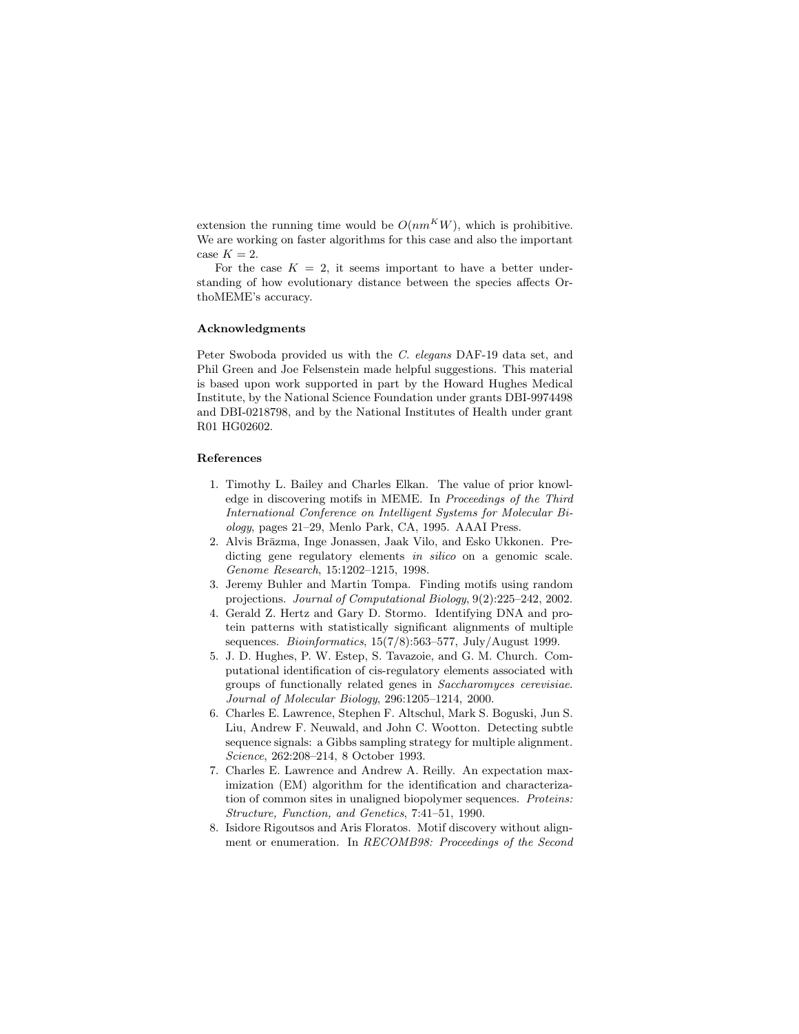extension the running time would be $O(nm^K W)$, which is prohibitive. We are working on faster algorithms for this case and also the important case $K = 2$.

For the case $K = 2$, it seems important to have a better understanding of how evolutionary distance between the species affects OrthoMEME's accuracy.

### Acknowledgments

Peter Swoboda provided us with the *C. elegans* DAF-19 data set, and Phil Green and Joe Felsenstein made helpful suggestions. This material is based upon work supported in part by the Howard Hughes Medical Institute, by the National Science Foundation under grants DBI-9974498 and DBI-0218798, and by the National Institutes of Health under grant R01 HG02602.

### References

1. Timothy L. Bailey and Charles Elkan. The value of prior knowledge in discovering motifs in MEME. In *Proceedings of the Third International Conference on Intelligent Systems for Molecular Biology*, pages 21–29, Menlo Park, CA, 1995. AAAI Press.
2. Alvis Brāzma, Inge Jonassen, Jaak Vilo, and Esko Ukkonen. Predicting gene regulatory elements *in silico* on a genomic scale. *Genome Research*, 15:1202–1215, 1998.
3. Jeremy Buhler and Martin Tompa. Finding motifs using random projections. *Journal of Computational Biology*, 9(2):225–242, 2002.
4. Gerald Z. Hertz and Gary D. Stormo. Identifying DNA and protein patterns with statistically significant alignments of multiple sequences. *Bioinformatics*, 15(7/8):563–577, July/August 1999.
5. J. D. Hughes, P. W. Estep, S. Tavazoie, and G. M. Church. Computational identification of cis-regulatory elements associated with groups of functionally related genes in *Saccharomyces cerevisiae*. *Journal of Molecular Biology*, 296:1205–1214, 2000.
6. Charles E. Lawrence, Stephen F. Altschul, Mark S. Boguski, Jun S. Liu, Andrew F. Neuwald, and John C. Wootton. Detecting subtle sequence signals: a Gibbs sampling strategy for multiple alignment. *Science*, 262:208–214, 8 October 1993.
7. Charles E. Lawrence and Andrew A. Reilly. An expectation maximization (EM) algorithm for the identification and characterization of common sites in unaligned biopolymer sequences. *Proteins: Structure, Function, and Genetics*, 7:41–51, 1990.
8. Isidore Rigoutsos and Aris Floratos. Motif discovery without alignment or enumeration. In *RECOMB98: Proceedings of the Second*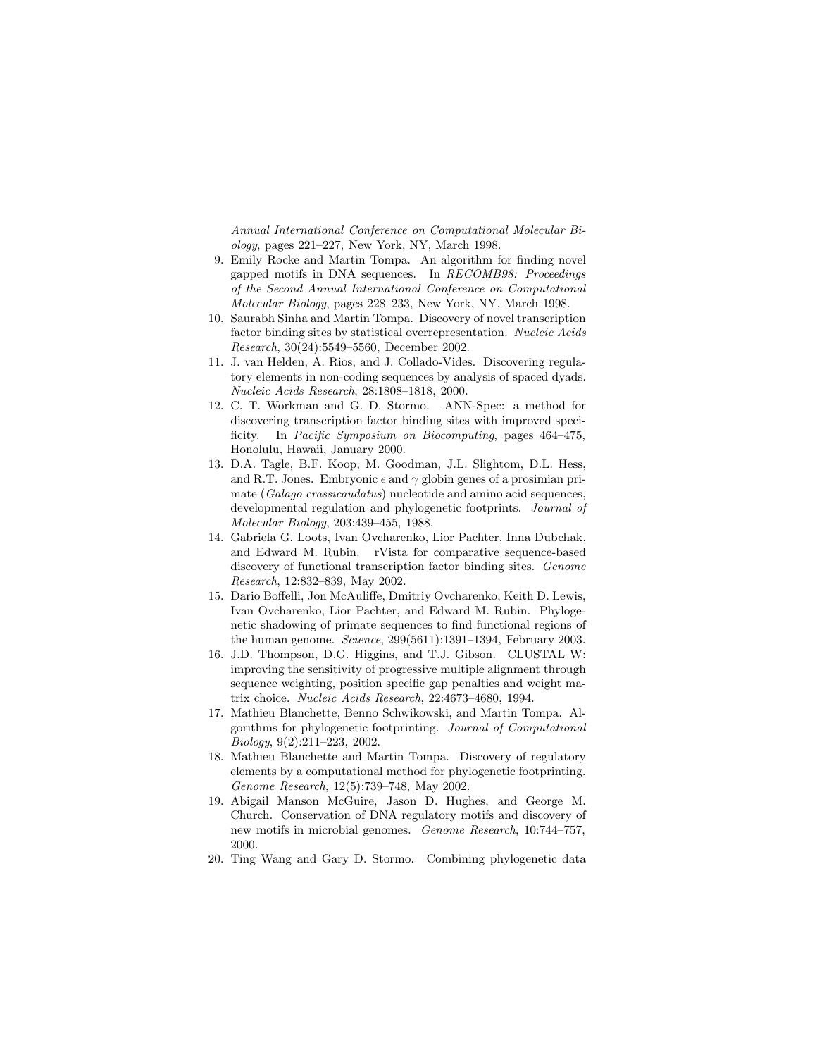*Annual International Conference on Computational Molecular Biology*, pages 221–227, New York, NY, March 1998.

9. Emily Rocke and Martin Tompa. An algorithm for finding novel gapped motifs in DNA sequences. In *RECOMB98: Proceedings of the Second Annual International Conference on Computational Molecular Biology*, pages 228–233, New York, NY, March 1998.
10. Saurabh Sinha and Martin Tompa. Discovery of novel transcription factor binding sites by statistical overrepresentation. *Nucleic Acids Research*, 30(24):5549–5560, December 2002.
11. J. van Helden, A. Rios, and J. Collado-Vides. Discovering regulatory elements in non-coding sequences by analysis of spaced dyads. *Nucleic Acids Research*, 28:1808–1818, 2000.
12. C. T. Workman and G. D. Stormo. ANN-Spec: a method for discovering transcription factor binding sites with improved specificity. In *Pacific Symposium on Biocomputing*, pages 464–475, Honolulu, Hawaii, January 2000.
13. D.A. Tagle, B.F. Koop, M. Goodman, J.L. Slightom, D.L. Hess, and R.T. Jones. Embryonic $\epsilon$ and $\gamma$ globin genes of a prosimian primate (*Galago crassicaudatus*) nucleotide and amino acid sequences, developmental regulation and phylogenetic footprints. *Journal of Molecular Biology*, 203:439–455, 1988.
14. Gabriela G. Loots, Ivan Ovcharenko, Lior Pachter, Inna Dubchak, and Edward M. Rubin. rVista for comparative sequence-based discovery of functional transcription factor binding sites. *Genome Research*, 12:832–839, May 2002.
15. Dario Boffelli, Jon McAuliffe, Dmitriy Ovcharenko, Keith D. Lewis, Ivan Ovcharenko, Lior Pachter, and Edward M. Rubin. Phylogenetic shadowing of primate sequences to find functional regions of the human genome. *Science*, 299(5611):1391–1394, February 2003.
16. J.D. Thompson, D.G. Higgins, and T.J. Gibson. CLUSTAL W: improving the sensitivity of progressive multiple alignment through sequence weighting, position specific gap penalties and weight matrix choice. *Nucleic Acids Research*, 22:4673–4680, 1994.
17. Mathieu Blanchette, Benno Schwikowski, and Martin Tompa. Algorithms for phylogenetic footprinting. *Journal of Computational Biology*, 9(2):211–223, 2002.
18. Mathieu Blanchette and Martin Tompa. Discovery of regulatory elements by a computational method for phylogenetic footprinting. *Genome Research*, 12(5):739–748, May 2002.
19. Abigail Manson McGuire, Jason D. Hughes, and George M. Church. Conservation of DNA regulatory motifs and discovery of new motifs in microbial genomes. *Genome Research*, 10:744–757, 2000.
20. Ting Wang and Gary D. Stormo. Combining phylogenetic data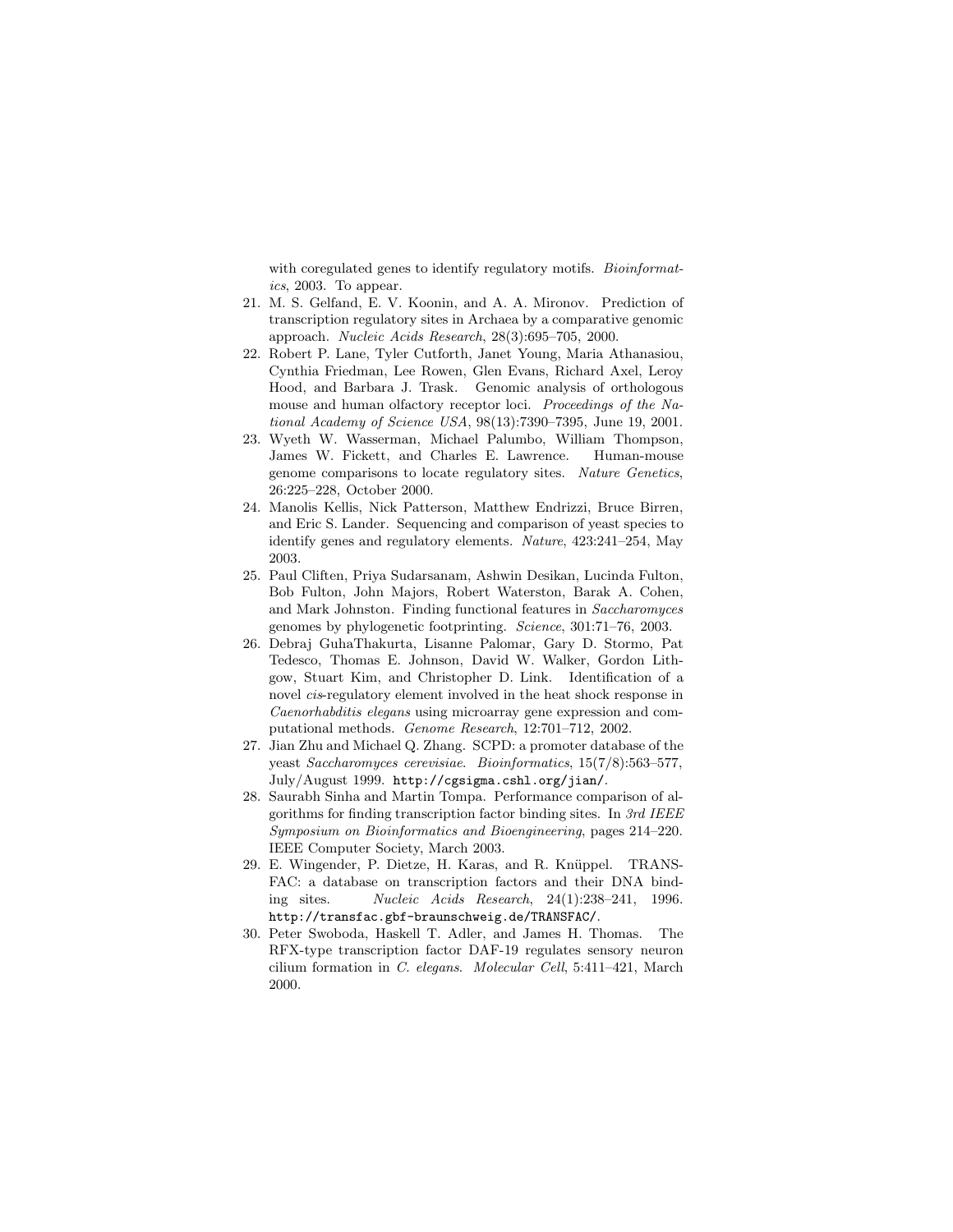with coregulated genes to identify regulatory motifs. *Bioinformatics*, 2003. To appear.

21. M. S. Gelfand, E. V. Koonin, and A. A. Mironov. Prediction of transcription regulatory sites in Archaea by a comparative genomic approach. *Nucleic Acids Research*, 28(3):695–705, 2000.
22. Robert P. Lane, Tyler Cutforth, Janet Young, Maria Athanasiou, Cynthia Friedman, Lee Rowen, Glen Evans, Richard Axel, Leroy Hood, and Barbara J. Trask. Genomic analysis of orthologous mouse and human olfactory receptor loci. *Proceedings of the National Academy of Science USA*, 98(13):7390–7395, June 19, 2001.
23. Wyeth W. Wasserman, Michael Palumbo, William Thompson, James W. Fickett, and Charles E. Lawrence. Human-mouse genome comparisons to locate regulatory sites. *Nature Genetics*, 26:225–228, October 2000.
24. Manolis Kellis, Nick Patterson, Matthew Endrizzi, Bruce Birren, and Eric S. Lander. Sequencing and comparison of yeast species to identify genes and regulatory elements. *Nature*, 423:241–254, May 2003.
25. Paul Cliften, Priya Sudarsanam, Ashwin Desikan, Lucinda Fulton, Bob Fulton, John Majors, Robert Waterston, Barak A. Cohen, and Mark Johnston. Finding functional features in *Saccharomyces* genomes by phylogenetic footprinting. *Science*, 301:71–76, 2003.
26. Debraj GuhaThakurta, Lisanne Palomar, Gary D. Stormo, Pat Tedesco, Thomas E. Johnson, David W. Walker, Gordon Lithgow, Stuart Kim, and Christopher D. Link. Identification of a novel *cis*-regulatory element involved in the heat shock response in *Caenorhabditis elegans* using microarray gene expression and computational methods. *Genome Research*, 12:701–712, 2002.
27. Jian Zhu and Michael Q. Zhang. SCPD: a promoter database of the yeast *Saccharomyces cerevisiae*. *Bioinformatics*, 15(7/8):563–577, July/August 1999. `http://cgsigma.cshl.org/jian/`.
28. Saurabh Sinha and Martin Tompa. Performance comparison of algorithms for finding transcription factor binding sites. In *3rd IEEE Symposium on Bioinformatics and Bioengineering*, pages 214–220. IEEE Computer Society, March 2003.
29. E. Wingender, P. Dietze, H. Karas, and R. Knüppel. TRANSFAC: a database on transcription factors and their DNA binding sites. *Nucleic Acids Research*, 24(1):238–241, 1996. `http://transfac.gbf-braunschweig.de/TRANSFAC/`.
30. Peter Swoboda, Haskell T. Adler, and James H. Thomas. The RFX-type transcription factor DAF-19 regulates sensory neuron cilium formation in *C. elegans*. *Molecular Cell*, 5:411–421, March 2000.